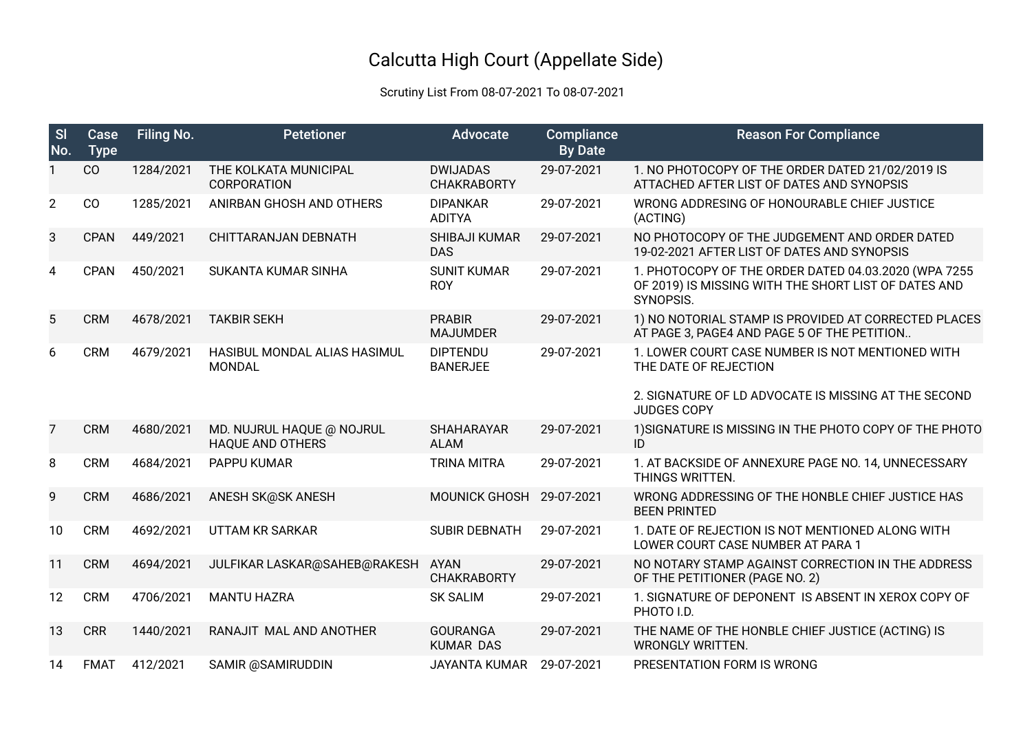# Calcutta High Court (Appellate Side)

Scrutiny List From 08-07-2021 To 08-07-2021

| Sl No. | Case Type | Filing No. | Petetioner | Advocate | Compliance By Date | Reason For Compliance |
|---|---|---|---|---|---|---|
| 1 | CO | 1284/2021 | THE KOLKATA MUNICIPAL CORPORATION | DWIJADAS CHAKRABORTY | 29-07-2021 | 1. NO PHOTOCOPY OF THE ORDER DATED 21/02/2019 IS ATTACHED AFTER LIST OF DATES AND SYNOPSIS |
| 2 | CO | 1285/2021 | ANIRBAN GHOSH AND OTHERS | DIPANKAR ADITYA | 29-07-2021 | WRONG ADDRESING OF HONOURABLE CHIEF JUSTICE (ACTING) |
| 3 | CPAN | 449/2021 | CHITTARANJAN DEBNATH | SHIBAJI KUMAR DAS | 29-07-2021 | NO PHOTOCOPY OF THE JUDGEMENT AND ORDER DATED 19-02-2021 AFTER LIST OF DATES AND SYNOPSIS |
| 4 | CPAN | 450/2021 | SUKANTA KUMAR SINHA | SUNIT KUMAR ROY | 29-07-2021 | 1. PHOTOCOPY OF THE ORDER DATED 04.03.2020 (WPA 7255 OF 2019) IS MISSING WITH THE SHORT LIST OF DATES AND SYNOPSIS. |
| 5 | CRM | 4678/2021 | TAKBIR SEKH | PRABIR MAJUMDER | 29-07-2021 | 1) NO NOTORIAL STAMP IS PROVIDED AT CORRECTED PLACES AT PAGE 3, PAGE4 AND PAGE 5 OF THE PETITION.. |
| 6 | CRM | 4679/2021 | HASIBUL MONDAL ALIAS HASIMUL MONDAL | DIPTENDU BANERJEE | 29-07-2021 | 1. LOWER COURT CASE NUMBER IS NOT MENTIONED WITH THE DATE OF REJECTION<br><br>2. SIGNATURE OF LD ADVOCATE IS MISSING AT THE SECOND JUDGES COPY |
| 7 | CRM | 4680/2021 | MD. NUJRUL HAQUE @ NOJRUL HAQUE AND OTHERS | SHAHARAYAR ALAM | 29-07-2021 | 1)SIGNATURE IS MISSING IN THE PHOTO COPY OF THE PHOTO ID |
| 8 | CRM | 4684/2021 | PAPPU KUMAR | TRINA MITRA | 29-07-2021 | 1. AT BACKSIDE OF ANNEXURE PAGE NO. 14, UNNECESSARY THINGS WRITTEN. |
| 9 | CRM | 4686/2021 | ANESH SK@SK ANESH | MOUNICK GHOSH | 29-07-2021 | WRONG ADDRESSING OF THE HONBLE CHIEF JUSTICE HAS BEEN PRINTED |
| 10 | CRM | 4692/2021 | UTTAM KR SARKAR | SUBIR DEBNATH | 29-07-2021 | 1. DATE OF REJECTION IS NOT MENTIONED ALONG WITH LOWER COURT CASE NUMBER AT PARA 1 |
| 11 | CRM | 4694/2021 | JULFIKAR LASKAR@SAHEB@RAKESH | AYAN CHAKRABORTY | 29-07-2021 | NO NOTARY STAMP AGAINST CORRECTION IN THE ADDRESS OF THE PETITIONER (PAGE NO. 2) |
| 12 | CRM | 4706/2021 | MANTU HAZRA | SK SALIM | 29-07-2021 | 1. SIGNATURE OF DEPONENT IS ABSENT IN XEROX COPY OF PHOTO I.D. |
| 13 | CRR | 1440/2021 | RANAJIT MAL AND ANOTHER | GOURANGA KUMAR DAS | 29-07-2021 | THE NAME OF THE HONBLE CHIEF JUSTICE (ACTING) IS WRONGLY WRITTEN. |
| 14 | FMAT | 412/2021 | SAMIR @SAMIRUDDIN | JAYANTA KUMAR | 29-07-2021 | PRESENTATION FORM IS WRONG |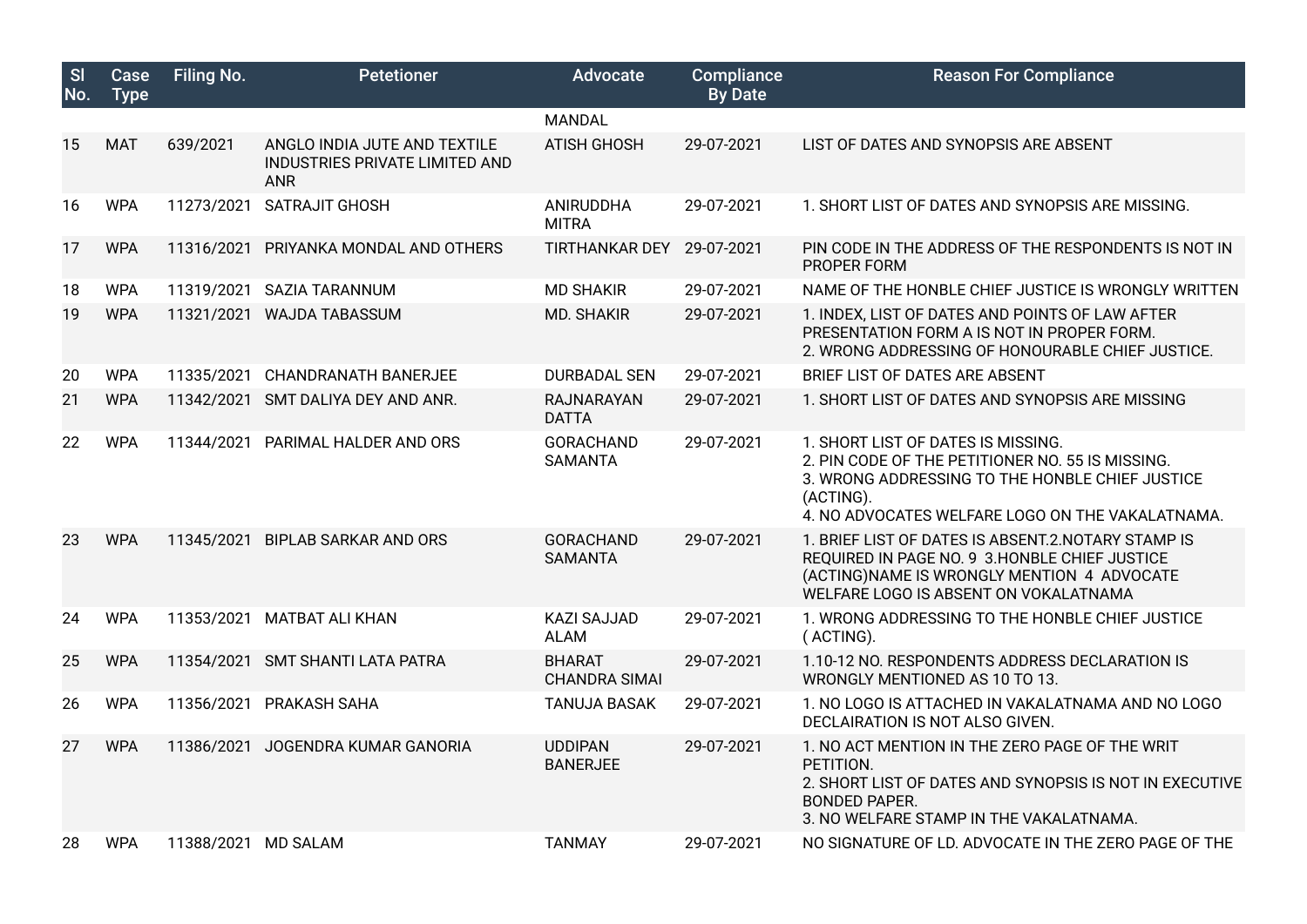| Sl No. | Case Type | Filing No. | Petetioner | Advocate | Compliance By Date | Reason For Compliance |
|---|---|---|---|---|---|---|
| | | | | MANDAL | | |
| 15 | MAT | 639/2021 | ANGLO INDIA JUTE AND TEXTILE INDUSTRIES PRIVATE LIMITED AND ANR | ATISH GHOSH | 29-07-2021 | LIST OF DATES AND SYNOPSIS ARE ABSENT |
| 16 | WPA | 11273/2021 | SATRAJIT GHOSH | ANIRUDDHA MITRA | 29-07-2021 | 1. SHORT LIST OF DATES AND SYNOPSIS ARE MISSING. |
| 17 | WPA | 11316/2021 | PRIYANKA MONDAL AND OTHERS | TIRTHANKAR DEY | 29-07-2021 | PIN CODE IN THE ADDRESS OF THE RESPONDENTS IS NOT IN PROPER FORM |
| 18 | WPA | 11319/2021 | SAZIA TARANNUM | MD SHAKIR | 29-07-2021 | NAME OF THE HONBLE CHIEF JUSTICE IS WRONGLY WRITTEN |
| 19 | WPA | 11321/2021 | WAJDA TABASSUM | MD. SHAKIR | 29-07-2021 | 1. INDEX, LIST OF DATES AND POINTS OF LAW AFTER PRESENTATION FORM A IS NOT IN PROPER FORM.<br>2. WRONG ADDRESSING OF HONOURABLE CHIEF JUSTICE. |
| 20 | WPA | 11335/2021 | CHANDRANATH BANERJEE | DURBADAL SEN | 29-07-2021 | BRIEF LIST OF DATES ARE ABSENT |
| 21 | WPA | 11342/2021 | SMT DALIYA DEY AND ANR. | RAJNARAYAN DATTA | 29-07-2021 | 1. SHORT LIST OF DATES AND SYNOPSIS ARE MISSING |
| 22 | WPA | 11344/2021 | PARIMAL HALDER AND ORS | GORACHAND SAMANTA | 29-07-2021 | 1. SHORT LIST OF DATES IS MISSING.<br>2. PIN CODE OF THE PETITIONER NO. 55 IS MISSING.<br>3. WRONG ADDRESSING TO THE HONBLE CHIEF JUSTICE (ACTING).<br>4. NO ADVOCATES WELFARE LOGO ON THE VAKALATNAMA. |
| 23 | WPA | 11345/2021 | BIPLAB SARKAR AND ORS | GORACHAND SAMANTA | 29-07-2021 | 1. BRIEF LIST OF DATES IS ABSENT.2.NOTARY STAMP IS REQUIRED IN PAGE NO. 9 3.HONBLE CHIEF JUSTICE (ACTING)NAME IS WRONGLY MENTION 4 ADVOCATE WELFARE LOGO IS ABSENT ON VOKALATNAMA |
| 24 | WPA | 11353/2021 | MATBAT ALI KHAN | KAZI SAJJAD ALAM | 29-07-2021 | 1. WRONG ADDRESSING TO THE HONBLE CHIEF JUSTICE ( ACTING). |
| 25 | WPA | 11354/2021 | SMT SHANTI LATA PATRA | BHARAT CHANDRA SIMAI | 29-07-2021 | 1.10-12 NO. RESPONDENTS ADDRESS DECLARATION IS WRONGLY MENTIONED AS 10 TO 13. |
| 26 | WPA | 11356/2021 | PRAKASH SAHA | TANUJA BASAK | 29-07-2021 | 1. NO LOGO IS ATTACHED IN VAKALATNAMA AND NO LOGO DECLAIRATION IS NOT ALSO GIVEN. |
| 27 | WPA | 11386/2021 | JOGENDRA KUMAR GANORIA | UDDIPAN BANERJEE | 29-07-2021 | 1. NO ACT MENTION IN THE ZERO PAGE OF THE WRIT PETITION.<br>2. SHORT LIST OF DATES AND SYNOPSIS IS NOT IN EXECUTIVE BONDED PAPER.<br>3. NO WELFARE STAMP IN THE VAKALATNAMA. |
| 28 | WPA | 11388/2021 | MD SALAM | TANMAY | 29-07-2021 | NO SIGNATURE OF LD. ADVOCATE IN THE ZERO PAGE OF THE |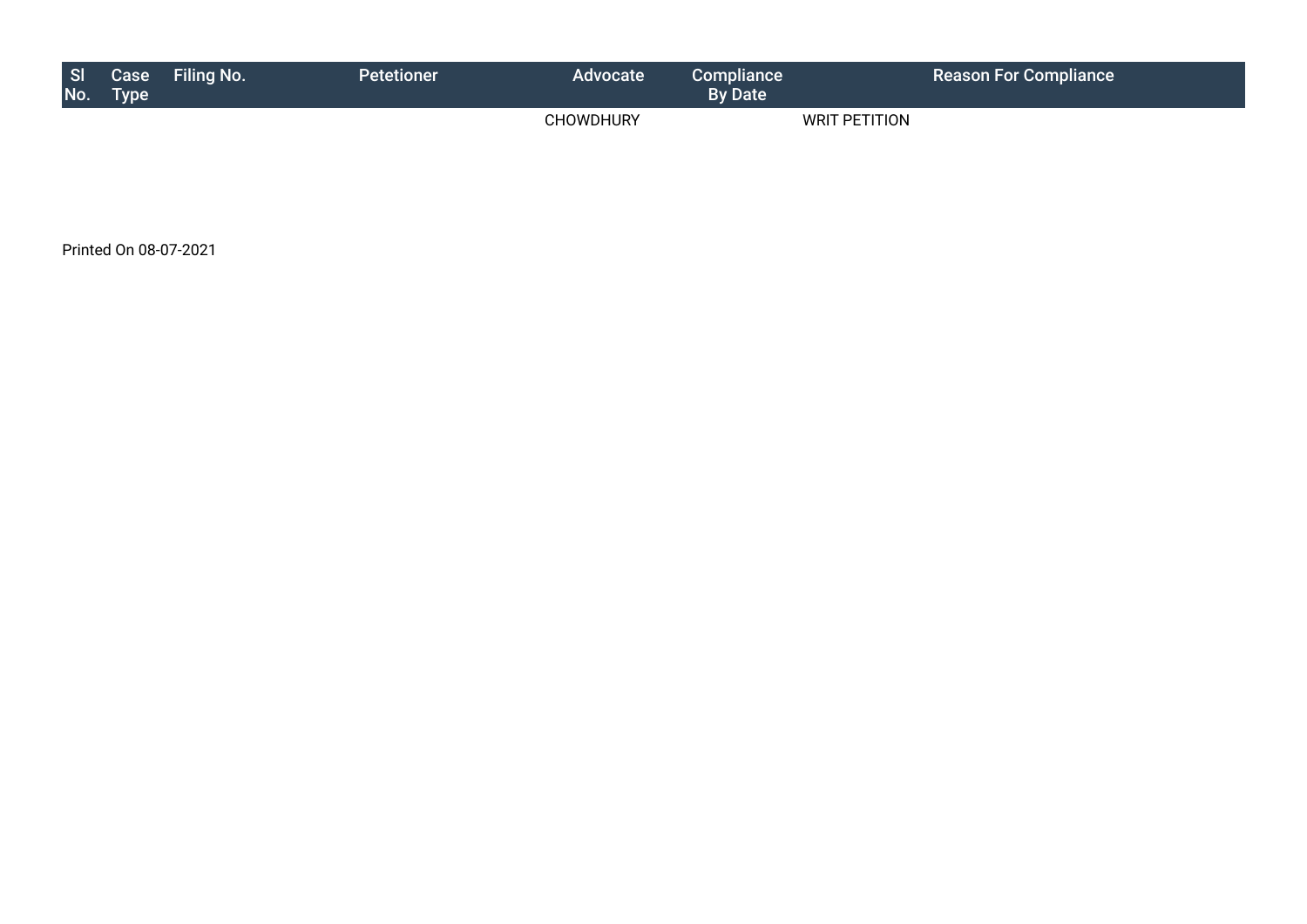| Sl No. | Case Type | Filing No. | Petetioner | Advocate | Compliance By Date | Reason For Compliance |
|---|---|---|---|---|---|---|
| | | | | CHOWDHURY | | WRIT PETITION |

Printed On 08-07-2021